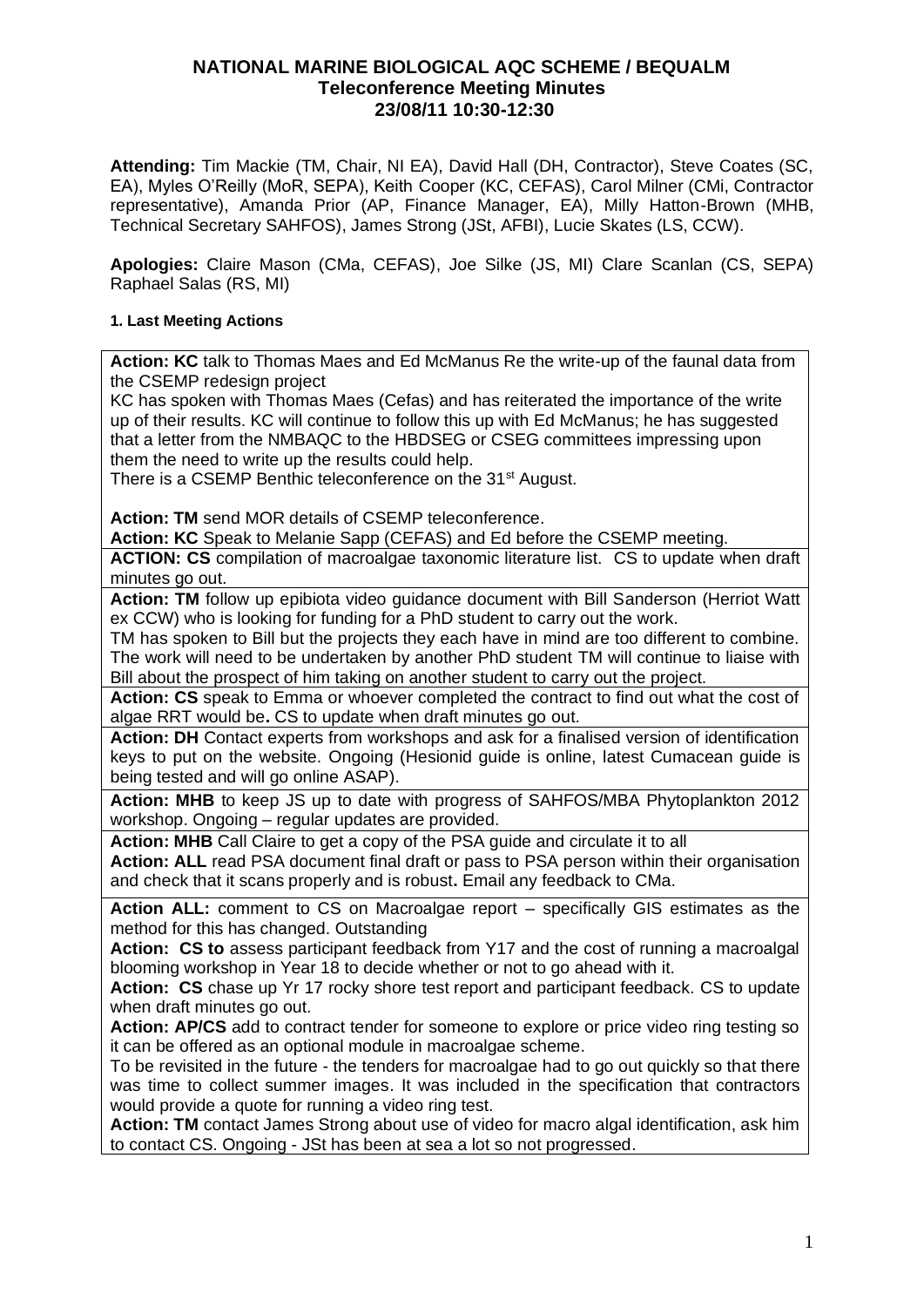# NATIONAL MARINE BIOLOGICAL AQC SCHEME / BEQUALM
## Teleconference Meeting Minutes
### 23/08/11 10:30-12:30

**Attending:** Tim Mackie (TM, Chair, NI EA), David Hall (DH, Contractor), Steve Coates (SC, EA), Myles O'Reilly (MoR, SEPA), Keith Cooper (KC, CEFAS), Carol Milner (CMi, Contractor representative), Amanda Prior (AP, Finance Manager, EA), Milly Hatton-Brown (MHB, Technical Secretary SAHFOS), James Strong (JSt, AFBI), Lucie Skates (LS, CCW).

**Apologies:** Claire Mason (CMa, CEFAS), Joe Silke (JS, MI) Clare Scanlan (CS, SEPA) Raphael Salas (RS, MI)

#### 1. Last Meeting Actions

**Action: KC** talk to Thomas Maes and Ed McManus Re the write-up of the faunal data from the CSEMP redesign project

KC has spoken with Thomas Maes (Cefas) and has reiterated the importance of the write up of their results. KC will continue to follow this up with Ed McManus; he has suggested that a letter from the NMBAQC to the HBDSEG or CSEG committees impressing upon them the need to write up the results could help.

There is a CSEMP Benthic teleconference on the 31st August.

**Action: TM** send MOR details of CSEMP teleconference.

**Action: KC** Speak to Melanie Sapp (CEFAS) and Ed before the CSEMP meeting.

**ACTION: CS** compilation of macroalgae taxonomic literature list. CS to update when draft minutes go out.

**Action: TM** follow up epibiota video guidance document with Bill Sanderson (Herriot Watt ex CCW) who is looking for funding for a PhD student to carry out the work.

TM has spoken to Bill but the projects they each have in mind are too different to combine. The work will need to be undertaken by another PhD student TM will continue to liaise with Bill about the prospect of him taking on another student to carry out the project.

**Action: CS** speak to Emma or whoever completed the contract to find out what the cost of algae RRT would be**.** CS to update when draft minutes go out.

**Action: DH** Contact experts from workshops and ask for a finalised version of identification keys to put on the website. Ongoing (Hesionid guide is online, latest Cumacean guide is being tested and will go online ASAP).

**Action: MHB** to keep JS up to date with progress of SAHFOS/MBA Phytoplankton 2012 workshop. Ongoing – regular updates are provided.

**Action: MHB** Call Claire to get a copy of the PSA guide and circulate it to all

**Action: ALL** read PSA document final draft or pass to PSA person within their organisation and check that it scans properly and is robust**.** Email any feedback to CMa.

**Action ALL:** comment to CS on Macroalgae report – specifically GIS estimates as the method for this has changed. Outstanding

**Action: CS to** assess participant feedback from Y17 and the cost of running a macroalgal blooming workshop in Year 18 to decide whether or not to go ahead with it.

**Action: CS** chase up Yr 17 rocky shore test report and participant feedback. CS to update when draft minutes go out.

**Action: AP/CS** add to contract tender for someone to explore or price video ring testing so it can be offered as an optional module in macroalgae scheme.

To be revisited in the future - the tenders for macroalgae had to go out quickly so that there was time to collect summer images. It was included in the specification that contractors would provide a quote for running a video ring test.

**Action: TM** contact James Strong about use of video for macro algal identification, ask him to contact CS. Ongoing - JSt has been at sea a lot so not progressed.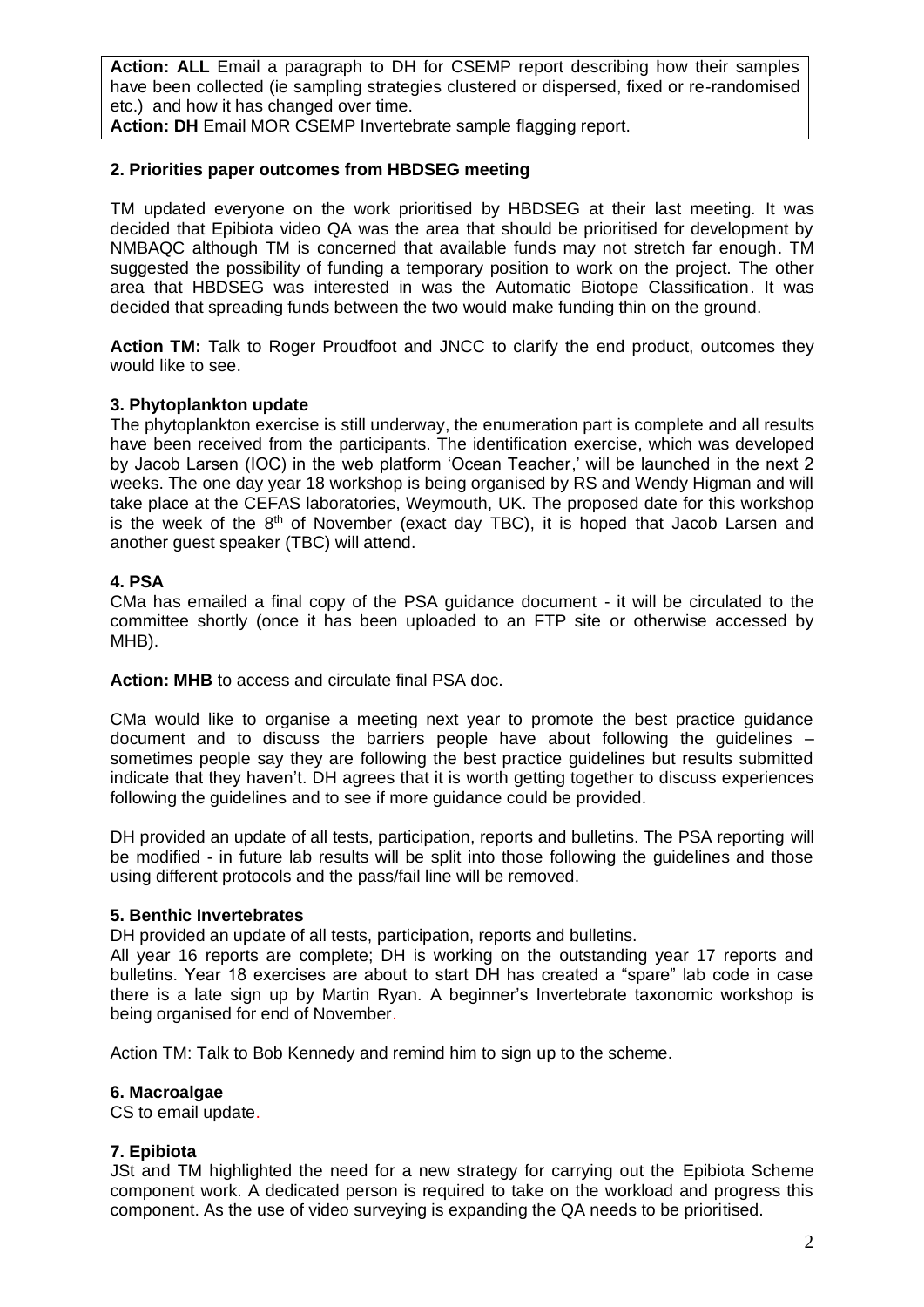**Action: ALL** Email a paragraph to DH for CSEMP report describing how their samples have been collected (ie sampling strategies clustered or dispersed, fixed or re-randomised etc.) and how it has changed over time.
**Action: DH** Email MOR CSEMP Invertebrate sample flagging report.

**2. Priorities paper outcomes from HBDSEG meeting**

TM updated everyone on the work prioritised by HBDSEG at their last meeting. It was decided that Epibiota video QA was the area that should be prioritised for development by NMBAQC although TM is concerned that available funds may not stretch far enough. TM suggested the possibility of funding a temporary position to work on the project. The other area that HBDSEG was interested in was the Automatic Biotope Classification. It was decided that spreading funds between the two would make funding thin on the ground.

**Action TM:** Talk to Roger Proudfoot and JNCC to clarify the end product, outcomes they would like to see.

**3. Phytoplankton update**

The phytoplankton exercise is still underway, the enumeration part is complete and all results have been received from the participants. The identification exercise, which was developed by Jacob Larsen (IOC) in the web platform 'Ocean Teacher,' will be launched in the next 2 weeks. The one day year 18 workshop is being organised by RS and Wendy Higman and will take place at the CEFAS laboratories, Weymouth, UK. The proposed date for this workshop is the week of the 8th of November (exact day TBC), it is hoped that Jacob Larsen and another guest speaker (TBC) will attend.

**4. PSA**

CMa has emailed a final copy of the PSA guidance document - it will be circulated to the committee shortly (once it has been uploaded to an FTP site or otherwise accessed by MHB).

**Action: MHB** to access and circulate final PSA doc.

CMa would like to organise a meeting next year to promote the best practice guidance document and to discuss the barriers people have about following the guidelines – sometimes people say they are following the best practice guidelines but results submitted indicate that they haven't. DH agrees that it is worth getting together to discuss experiences following the guidelines and to see if more guidance could be provided.

DH provided an update of all tests, participation, reports and bulletins. The PSA reporting will be modified - in future lab results will be split into those following the guidelines and those using different protocols and the pass/fail line will be removed.

**5. Benthic Invertebrates**

DH provided an update of all tests, participation, reports and bulletins.
All year 16 reports are complete; DH is working on the outstanding year 17 reports and bulletins. Year 18 exercises are about to start DH has created a "spare" lab code in case there is a late sign up by Martin Ryan. A beginner's Invertebrate taxonomic workshop is being organised for end of November.

Action TM: Talk to Bob Kennedy and remind him to sign up to the scheme.

**6. Macroalgae**

CS to email update.

**7. Epibiota**

JSt and TM highlighted the need for a new strategy for carrying out the Epibiota Scheme component work. A dedicated person is required to take on the workload and progress this component. As the use of video surveying is expanding the QA needs to be prioritised.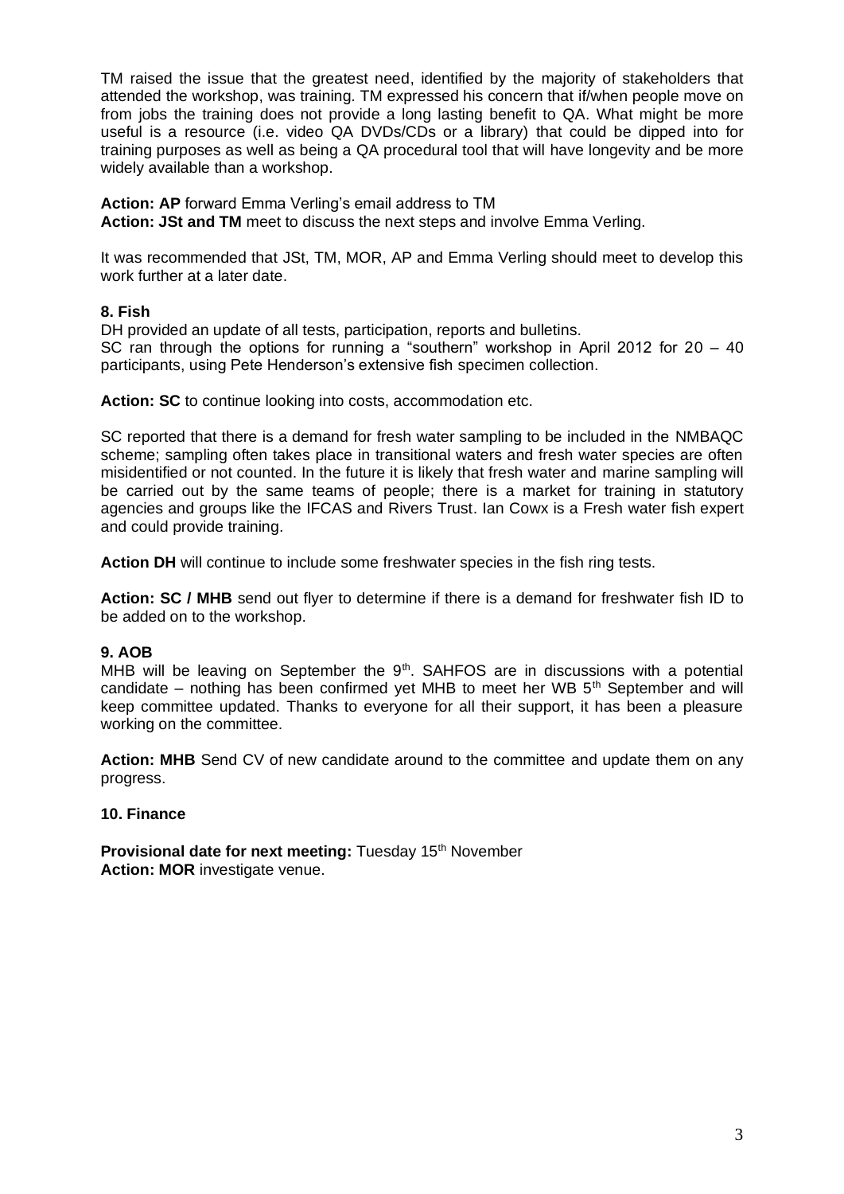TM raised the issue that the greatest need, identified by the majority of stakeholders that attended the workshop, was training. TM expressed his concern that if/when people move on from jobs the training does not provide a long lasting benefit to QA. What might be more useful is a resource (i.e. video QA DVDs/CDs or a library) that could be dipped into for training purposes as well as being a QA procedural tool that will have longevity and be more widely available than a workshop.

**Action: AP** forward Emma Verling's email address to TM
**Action: JSt and TM** meet to discuss the next steps and involve Emma Verling.

It was recommended that JSt, TM, MOR, AP and Emma Verling should meet to develop this work further at a later date.

**8. Fish**

DH provided an update of all tests, participation, reports and bulletins.
SC ran through the options for running a "southern" workshop in April 2012 for 20 – 40 participants, using Pete Henderson's extensive fish specimen collection.

**Action: SC** to continue looking into costs, accommodation etc.

SC reported that there is a demand for fresh water sampling to be included in the NMBAQC scheme; sampling often takes place in transitional waters and fresh water species are often misidentified or not counted. In the future it is likely that fresh water and marine sampling will be carried out by the same teams of people; there is a market for training in statutory agencies and groups like the IFCAS and Rivers Trust. Ian Cowx is a Fresh water fish expert and could provide training.

**Action DH** will continue to include some freshwater species in the fish ring tests.

**Action: SC / MHB** send out flyer to determine if there is a demand for freshwater fish ID to be added on to the workshop.

**9. AOB**

MHB will be leaving on September the 9th. SAHFOS are in discussions with a potential candidate – nothing has been confirmed yet MHB to meet her WB 5th September and will keep committee updated. Thanks to everyone for all their support, it has been a pleasure working on the committee.

**Action: MHB** Send CV of new candidate around to the committee and update them on any progress.

**10. Finance**

**Provisional date for next meeting:** Tuesday 15th November
**Action: MOR** investigate venue.